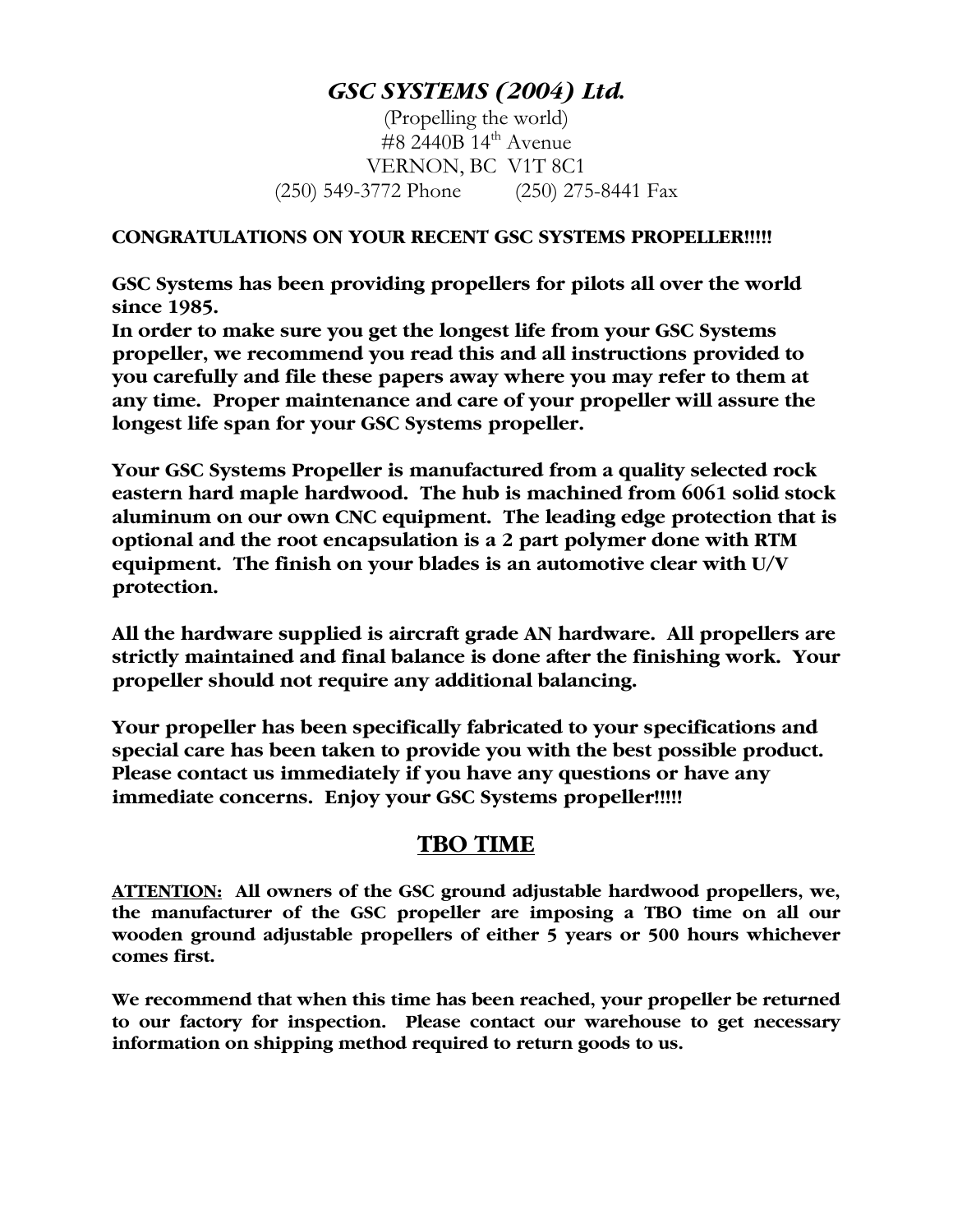# *GSC SYSTEMS (2004) Ltd.*

(Propelling the world)
#8 2440B 14th Avenue
VERNON, BC V1T 8C1
(250) 549-3772 Phone (250) 275-8441 Fax

**CONGRATULATIONS ON YOUR RECENT GSC SYSTEMS PROPELLER!!!!!**

**GSC Systems has been providing propellers for pilots all over the world since 1985.**
**In order to make sure you get the longest life from your GSC Systems propeller, we recommend you read this and all instructions provided to you carefully and file these papers away where you may refer to them at any time. Proper maintenance and care of your propeller will assure the longest life span for your GSC Systems propeller.**

**Your GSC Systems Propeller is manufactured from a quality selected rock eastern hard maple hardwood. The hub is machined from 6061 solid stock aluminum on our own CNC equipment. The leading edge protection that is optional and the root encapsulation is a 2 part polymer done with RTM equipment. The finish on your blades is an automotive clear with U/V protection.**

**All the hardware supplied is aircraft grade AN hardware. All propellers are strictly maintained and final balance is done after the finishing work. Your propeller should not require any additional balancing.**

**Your propeller has been specifically fabricated to your specifications and special care has been taken to provide you with the best possible product. Please contact us immediately if you have any questions or have any immediate concerns. Enjoy your GSC Systems propeller!!!!!**

## TBO TIME

**ATTENTION: All owners of the GSC ground adjustable hardwood propellers, we, the manufacturer of the GSC propeller are imposing a TBO time on all our wooden ground adjustable propellers of either 5 years or 500 hours whichever comes first.**

**We recommend that when this time has been reached, your propeller be returned to our factory for inspection. Please contact our warehouse to get necessary information on shipping method required to return goods to us.**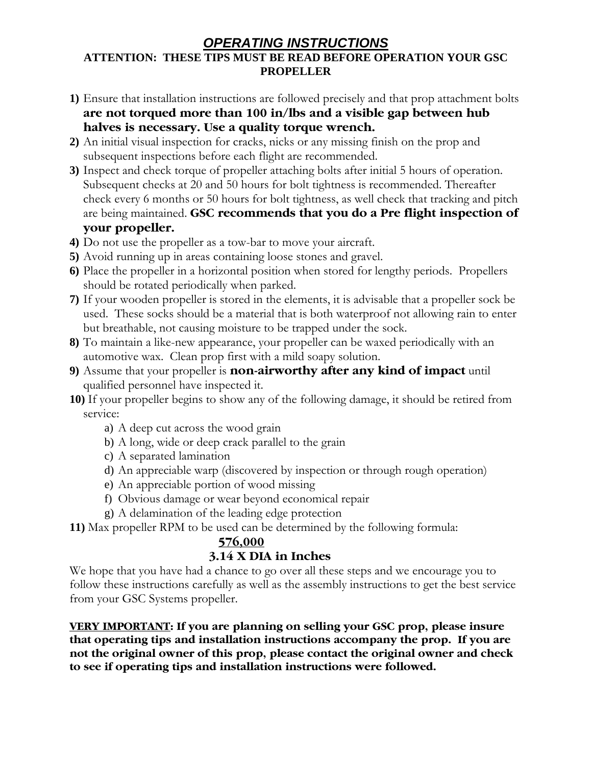# *OPERATING INSTRUCTIONS*

**ATTENTION: THESE TIPS MUST BE READ BEFORE OPERATION YOUR GSC PROPELLER**

**1)** Ensure that installation instructions are followed precisely and that prop attachment bolts **are not torqued more than 100 in/lbs and a visible gap between hub halves is necessary. Use a quality torque wrench.**

**2)** An initial visual inspection for cracks, nicks or any missing finish on the prop and subsequent inspections before each flight are recommended.

**3)** Inspect and check torque of propeller attaching bolts after initial 5 hours of operation. Subsequent checks at 20 and 50 hours for bolt tightness is recommended. Thereafter check every 6 months or 50 hours for bolt tightness, as well check that tracking and pitch are being maintained. **GSC recommends that you do a Pre flight inspection of your propeller.**

**4)** Do not use the propeller as a tow-bar to move your aircraft.

**5)** Avoid running up in areas containing loose stones and gravel.

**6)** Place the propeller in a horizontal position when stored for lengthy periods. Propellers should be rotated periodically when parked.

**7)** If your wooden propeller is stored in the elements, it is advisable that a propeller sock be used. These socks should be a material that is both waterproof not allowing rain to enter but breathable, not causing moisture to be trapped under the sock.

**8)** To maintain a like-new appearance, your propeller can be waxed periodically with an automotive wax. Clean prop first with a mild soapy solution.

**9)** Assume that your propeller is **non-airworthy after any kind of impact** until qualified personnel have inspected it.

**10)** If your propeller begins to show any of the following damage, it should be retired from service:

a) A deep cut across the wood grain
b) A long, wide or deep crack parallel to the grain
c) A separated lamination
d) An appreciable warp (discovered by inspection or through rough operation)
e) An appreciable portion of wood missing
f) Obvious damage or wear beyond economical repair
g) A delamination of the leading edge protection

**11)** Max propeller RPM to be used can be determined by the following formula:

$$\frac{576{,}000}{3.14 \times \text{DIA in Inches}}$$

We hope that you have had a chance to go over all these steps and we encourage you to follow these instructions carefully as well as the assembly instructions to get the best service from your GSC Systems propeller.

**VERY IMPORTANT: If you are planning on selling your GSC prop, please insure that operating tips and installation instructions accompany the prop. If you are not the original owner of this prop, please contact the original owner and check to see if operating tips and installation instructions were followed.**